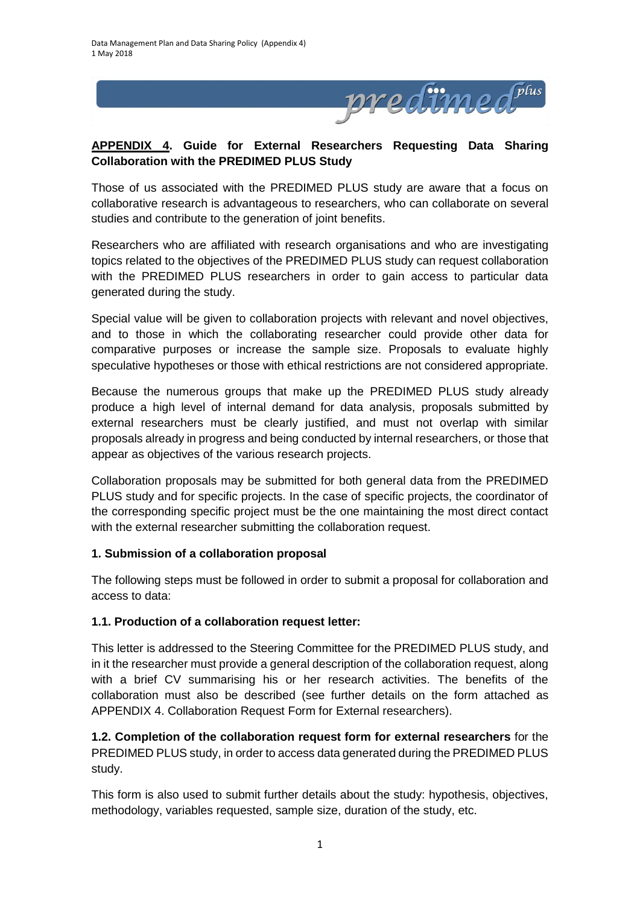## APPENDIX 4. Guide for External Researchers Requesting Data Sharing Collaboration with the PREDIMED PLUS Study

Those of us associated with the PREDIMED PLUS study are aware that a focus on collaborative research is advantageous to researchers, who can collaborate on several studies and contribute to the generation of joint benefits.

Researchers who are affiliated with research organisations and who are investigating topics related to the objectives of the PREDIMED PLUS study can request collaboration with the PREDIMED PLUS researchers in order to gain access to particular data generated during the study.

Special value will be given to collaboration projects with relevant and novel objectives, and to those in which the collaborating researcher could provide other data for comparative purposes or increase the sample size. Proposals to evaluate highly speculative hypotheses or those with ethical restrictions are not considered appropriate.

Because the numerous groups that make up the PREDIMED PLUS study already produce a high level of internal demand for data analysis, proposals submitted by external researchers must be clearly justified, and must not overlap with similar proposals already in progress and being conducted by internal researchers, or those that appear as objectives of the various research projects.

Collaboration proposals may be submitted for both general data from the PREDIMED PLUS study and for specific projects. In the case of specific projects, the coordinator of the corresponding specific project must be the one maintaining the most direct contact with the external researcher submitting the collaboration request.

### 1. Submission of a collaboration proposal

The following steps must be followed in order to submit a proposal for collaboration and access to data:

#### 1.1. Production of a collaboration request letter:

This letter is addressed to the Steering Committee for the PREDIMED PLUS study, and in it the researcher must provide a general description of the collaboration request, along with a brief CV summarising his or her research activities. The benefits of the collaboration must also be described (see further details on the form attached as APPENDIX 4. Collaboration Request Form for External researchers).

**1.2. Completion of the collaboration request form for external researchers** for the PREDIMED PLUS study, in order to access data generated during the PREDIMED PLUS study.

This form is also used to submit further details about the study: hypothesis, objectives, methodology, variables requested, sample size, duration of the study, etc.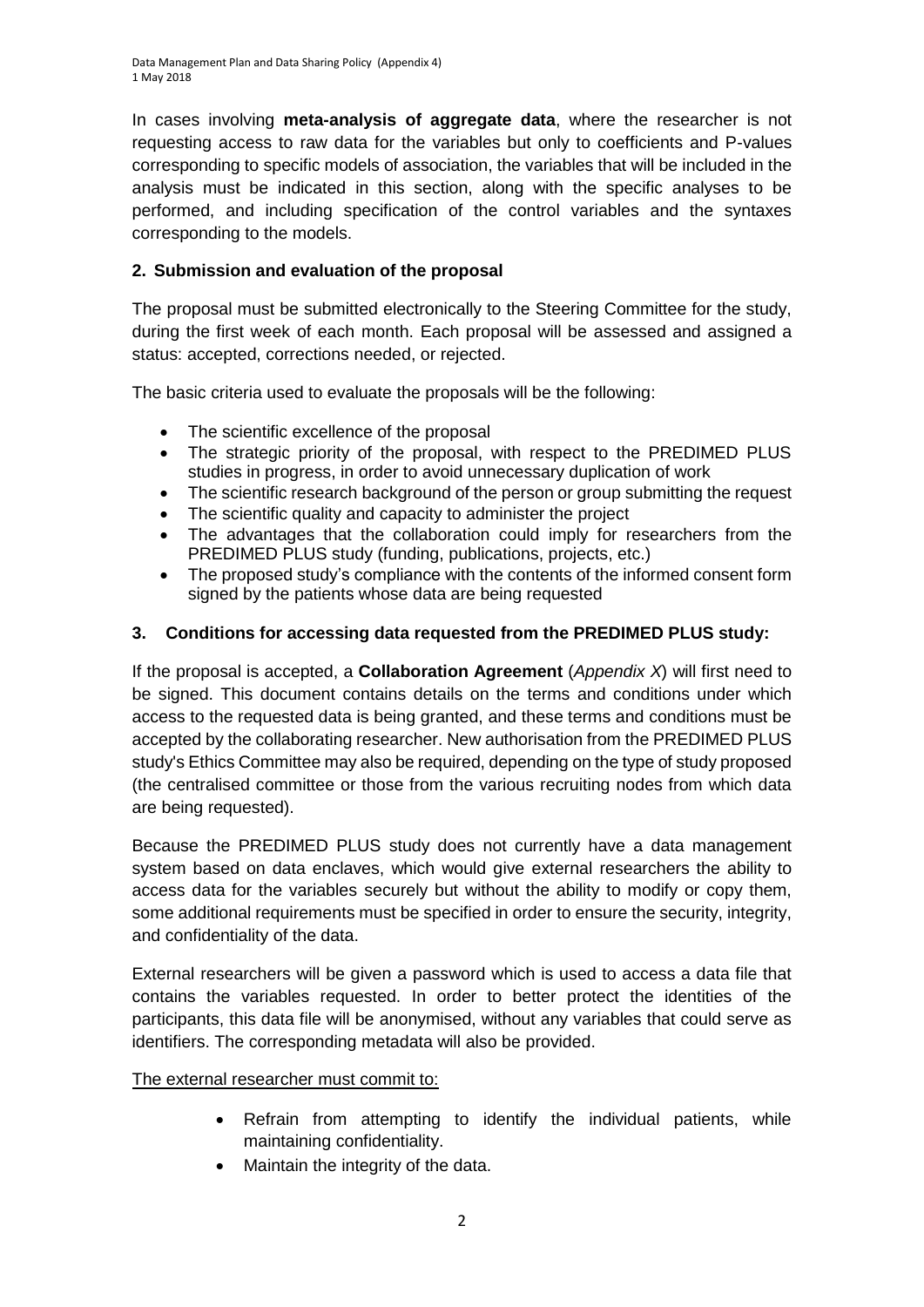In cases involving **meta-analysis of aggregate data**, where the researcher is not requesting access to raw data for the variables but only to coefficients and P-values corresponding to specific models of association, the variables that will be included in the analysis must be indicated in this section, along with the specific analyses to be performed, and including specification of the control variables and the syntaxes corresponding to the models.

## 2. Submission and evaluation of the proposal

The proposal must be submitted electronically to the Steering Committee for the study, during the first week of each month. Each proposal will be assessed and assigned a status: accepted, corrections needed, or rejected.

The basic criteria used to evaluate the proposals will be the following:

- The scientific excellence of the proposal
- The strategic priority of the proposal, with respect to the PREDIMED PLUS studies in progress, in order to avoid unnecessary duplication of work
- The scientific research background of the person or group submitting the request
- The scientific quality and capacity to administer the project
- The advantages that the collaboration could imply for researchers from the PREDIMED PLUS study (funding, publications, projects, etc.)
- The proposed study's compliance with the contents of the informed consent form signed by the patients whose data are being requested

## 3. Conditions for accessing data requested from the PREDIMED PLUS study:

If the proposal is accepted, a **Collaboration Agreement** (*Appendix X*) will first need to be signed. This document contains details on the terms and conditions under which access to the requested data is being granted, and these terms and conditions must be accepted by the collaborating researcher. New authorisation from the PREDIMED PLUS study's Ethics Committee may also be required, depending on the type of study proposed (the centralised committee or those from the various recruiting nodes from which data are being requested).

Because the PREDIMED PLUS study does not currently have a data management system based on data enclaves, which would give external researchers the ability to access data for the variables securely but without the ability to modify or copy them, some additional requirements must be specified in order to ensure the security, integrity, and confidentiality of the data.

External researchers will be given a password which is used to access a data file that contains the variables requested. In order to better protect the identities of the participants, this data file will be anonymised, without any variables that could serve as identifiers. The corresponding metadata will also be provided.

<u>The external researcher must commit to:</u>

- Refrain from attempting to identify the individual patients, while maintaining confidentiality.
- Maintain the integrity of the data.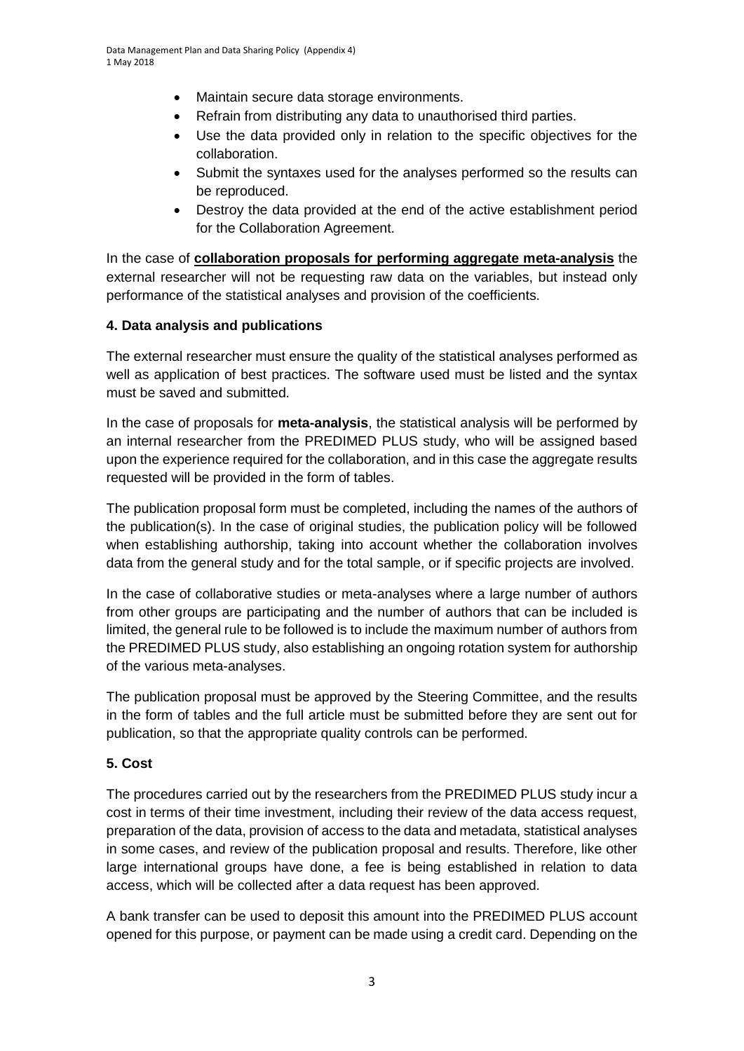- Maintain secure data storage environments.
- Refrain from distributing any data to unauthorised third parties.
- Use the data provided only in relation to the specific objectives for the collaboration.
- Submit the syntaxes used for the analyses performed so the results can be reproduced.
- Destroy the data provided at the end of the active establishment period for the Collaboration Agreement.

In the case of **collaboration proposals for performing aggregate meta-analysis** the external researcher will not be requesting raw data on the variables, but instead only performance of the statistical analyses and provision of the coefficients.

## 4. Data analysis and publications

The external researcher must ensure the quality of the statistical analyses performed as well as application of best practices. The software used must be listed and the syntax must be saved and submitted.

In the case of proposals for **meta-analysis**, the statistical analysis will be performed by an internal researcher from the PREDIMED PLUS study, who will be assigned based upon the experience required for the collaboration, and in this case the aggregate results requested will be provided in the form of tables.

The publication proposal form must be completed, including the names of the authors of the publication(s). In the case of original studies, the publication policy will be followed when establishing authorship, taking into account whether the collaboration involves data from the general study and for the total sample, or if specific projects are involved.

In the case of collaborative studies or meta-analyses where a large number of authors from other groups are participating and the number of authors that can be included is limited, the general rule to be followed is to include the maximum number of authors from the PREDIMED PLUS study, also establishing an ongoing rotation system for authorship of the various meta-analyses.

The publication proposal must be approved by the Steering Committee, and the results in the form of tables and the full article must be submitted before they are sent out for publication, so that the appropriate quality controls can be performed.

## 5. Cost

The procedures carried out by the researchers from the PREDIMED PLUS study incur a cost in terms of their time investment, including their review of the data access request, preparation of the data, provision of access to the data and metadata, statistical analyses in some cases, and review of the publication proposal and results. Therefore, like other large international groups have done, a fee is being established in relation to data access, which will be collected after a data request has been approved.

A bank transfer can be used to deposit this amount into the PREDIMED PLUS account opened for this purpose, or payment can be made using a credit card. Depending on the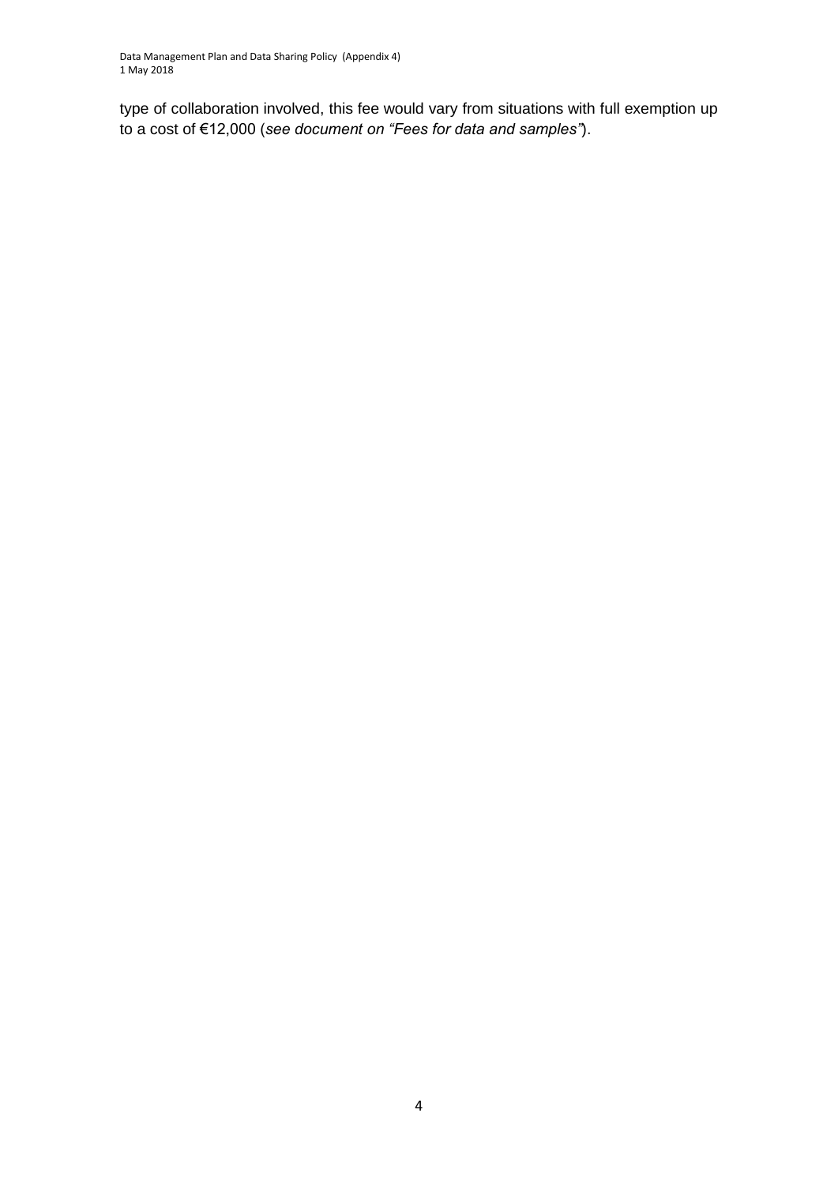type of collaboration involved, this fee would vary from situations with full exemption up to a cost of €12,000 (*see document on "Fees for data and samples"*).